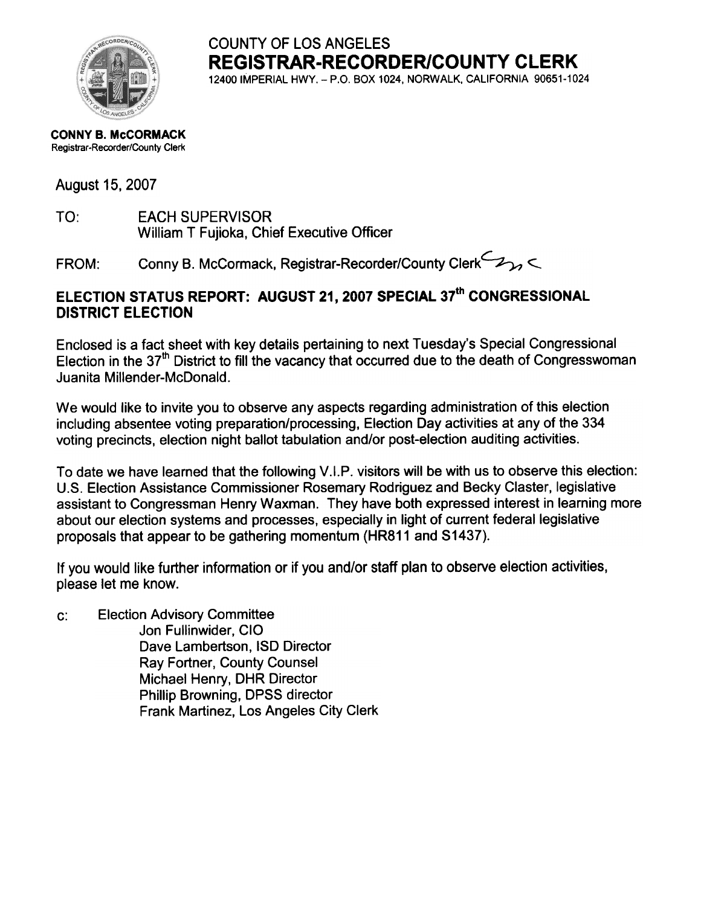COUNTY OF LOS ANGELES
# REGISTRAR-RECORDER/COUNTY CLERK
12400 IMPERIAL HWY. – P.O. BOX 1024, NORWALK, CALIFORNIA 90651-1024

**CONNY B. McCORMACK**
Registrar-Recorder/County Clerk

August 15, 2007

TO: EACH SUPERVISOR
William T Fujioka, Chief Executive Officer

FROM: Conny B. McCormack, Registrar-Recorder/County Clerk

## ELECTION STATUS REPORT: AUGUST 21, 2007 SPECIAL 37th CONGRESSIONAL DISTRICT ELECTION

Enclosed is a fact sheet with key details pertaining to next Tuesday's Special Congressional Election in the 37th District to fill the vacancy that occurred due to the death of Congresswoman Juanita Millender-McDonald.

We would like to invite you to observe any aspects regarding administration of this election including absentee voting preparation/processing, Election Day activities at any of the 334 voting precincts, election night ballot tabulation and/or post-election auditing activities.

To date we have learned that the following V.I.P. visitors will be with us to observe this election: U.S. Election Assistance Commissioner Rosemary Rodriguez and Becky Claster, legislative assistant to Congressman Henry Waxman. They have both expressed interest in learning more about our election systems and processes, especially in light of current federal legislative proposals that appear to be gathering momentum (HR811 and S1437).

If you would like further information or if you and/or staff plan to observe election activities, please let me know.

c: Election Advisory Committee
Jon Fullinwider, CIO
Dave Lambertson, ISD Director
Ray Fortner, County Counsel
Michael Henry, DHR Director
Phillip Browning, DPSS director
Frank Martinez, Los Angeles City Clerk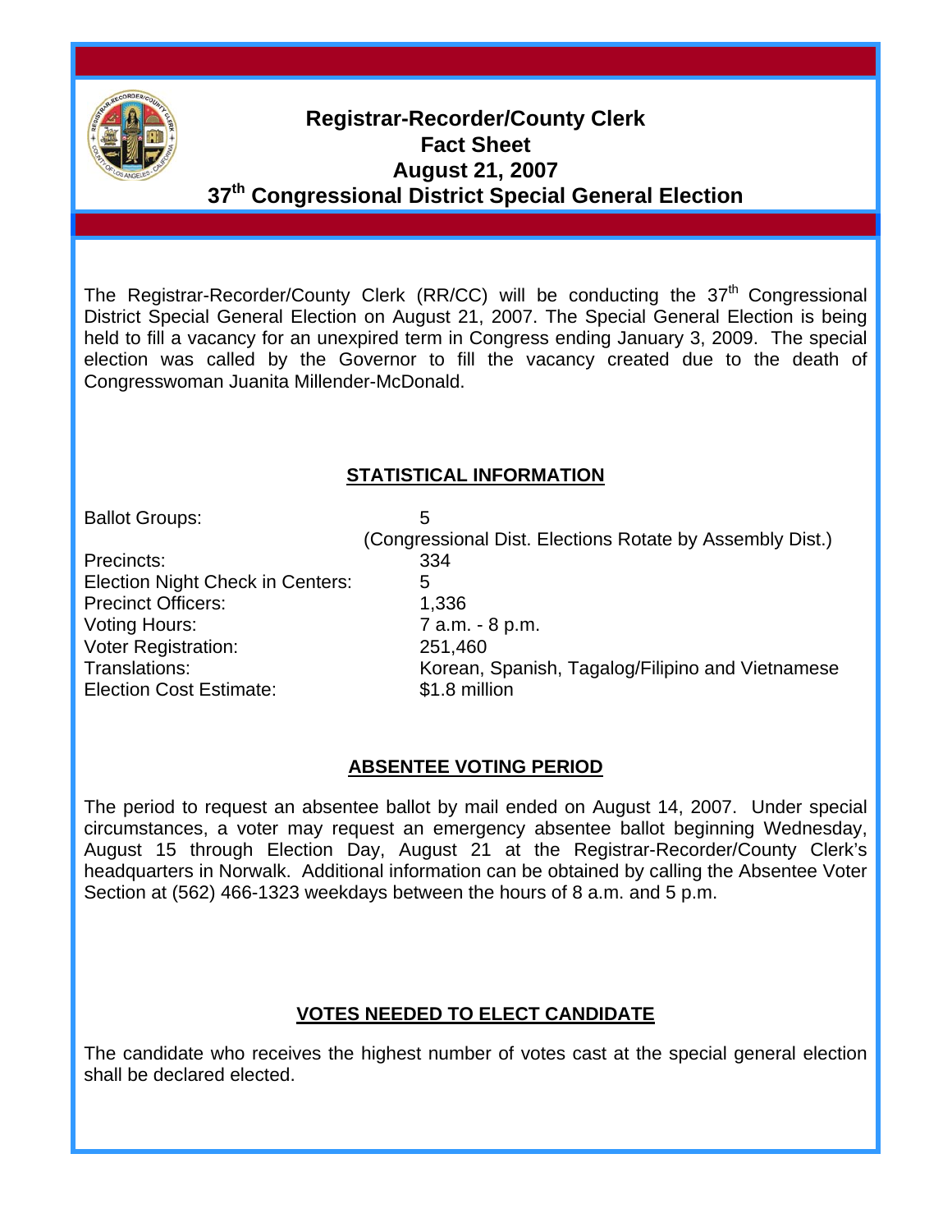# Registrar-Recorder/County Clerk Fact Sheet August 21, 2007 37th Congressional District Special General Election

The Registrar-Recorder/County Clerk (RR/CC) will be conducting the 37th Congressional District Special General Election on August 21, 2007. The Special General Election is being held to fill a vacancy for an unexpired term in Congress ending January 3, 2009. The special election was called by the Governor to fill the vacancy created due to the death of Congresswoman Juanita Millender-McDonald.

## STATISTICAL INFORMATION

| | |
|---|---|
| Ballot Groups: | 5 (Congressional Dist. Elections Rotate by Assembly Dist.) |
| Precincts: | 334 |
| Election Night Check in Centers: | 5 |
| Precinct Officers: | 1,336 |
| Voting Hours: | 7 a.m. - 8 p.m. |
| Voter Registration: | 251,460 |
| Translations: | Korean, Spanish, Tagalog/Filipino and Vietnamese |
| Election Cost Estimate: | $1.8 million |

## ABSENTEE VOTING PERIOD

The period to request an absentee ballot by mail ended on August 14, 2007. Under special circumstances, a voter may request an emergency absentee ballot beginning Wednesday, August 15 through Election Day, August 21 at the Registrar-Recorder/County Clerk's headquarters in Norwalk. Additional information can be obtained by calling the Absentee Voter Section at (562) 466-1323 weekdays between the hours of 8 a.m. and 5 p.m.

## VOTES NEEDED TO ELECT CANDIDATE

The candidate who receives the highest number of votes cast at the special general election shall be declared elected.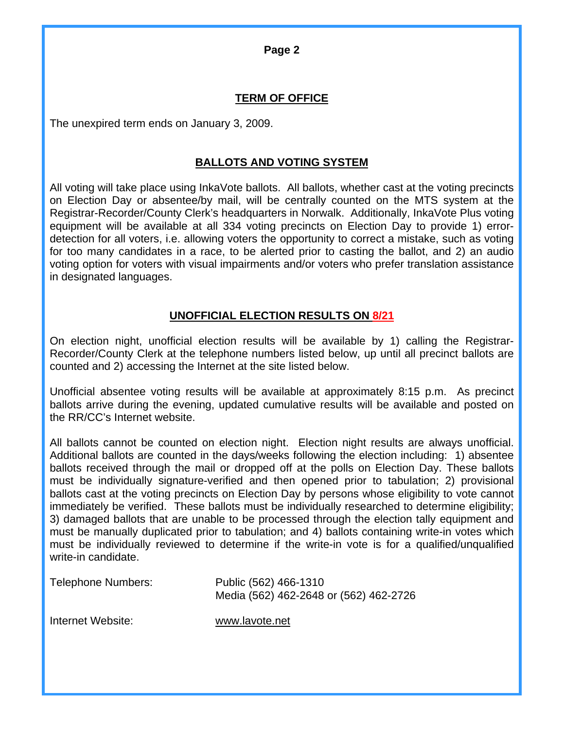## TERM OF OFFICE

The unexpired term ends on January 3, 2009.

## BALLOTS AND VOTING SYSTEM

All voting will take place using InkaVote ballots. All ballots, whether cast at the voting precincts on Election Day or absentee/by mail, will be centrally counted on the MTS system at the Registrar-Recorder/County Clerk's headquarters in Norwalk. Additionally, InkaVote Plus voting equipment will be available at all 334 voting precincts on Election Day to provide 1) error-detection for all voters, i.e. allowing voters the opportunity to correct a mistake, such as voting for too many candidates in a race, to be alerted prior to casting the ballot, and 2) an audio voting option for voters with visual impairments and/or voters who prefer translation assistance in designated languages.

## UNOFFICIAL ELECTION RESULTS ON 8/21

On election night, unofficial election results will be available by 1) calling the Registrar-Recorder/County Clerk at the telephone numbers listed below, up until all precinct ballots are counted and 2) accessing the Internet at the site listed below.

Unofficial absentee voting results will be available at approximately 8:15 p.m. As precinct ballots arrive during the evening, updated cumulative results will be available and posted on the RR/CC's Internet website.

All ballots cannot be counted on election night. Election night results are always unofficial. Additional ballots are counted in the days/weeks following the election including: 1) absentee ballots received through the mail or dropped off at the polls on Election Day. These ballots must be individually signature-verified and then opened prior to tabulation; 2) provisional ballots cast at the voting precincts on Election Day by persons whose eligibility to vote cannot immediately be verified. These ballots must be individually researched to determine eligibility; 3) damaged ballots that are unable to be processed through the election tally equipment and must be manually duplicated prior to tabulation; and 4) ballots containing write-in votes which must be individually reviewed to determine if the write-in vote is for a qualified/unqualified write-in candidate.

Telephone Numbers: Public (562) 466-1310
Media (562) 462-2648 or (562) 462-2726

Internet Website: www.lavote.net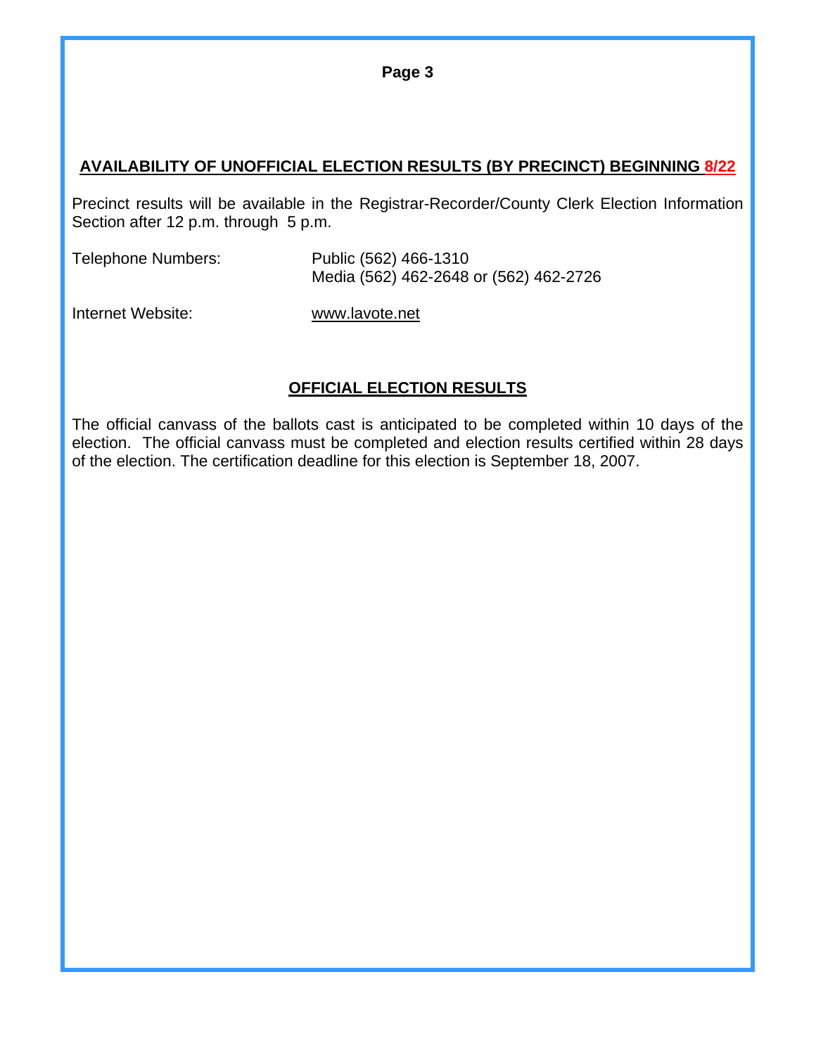## AVAILABILITY OF UNOFFICIAL ELECTION RESULTS (BY PRECINCT) BEGINNING 8/22

Precinct results will be available in the Registrar-Recorder/County Clerk Election Information Section after 12 p.m. through 5 p.m.

Telephone Numbers: Public (562) 466-1310
Media (562) 462-2648 or (562) 462-2726

Internet Website: www.lavote.net

## OFFICIAL ELECTION RESULTS

The official canvass of the ballots cast is anticipated to be completed within 10 days of the election. The official canvass must be completed and election results certified within 28 days of the election. The certification deadline for this election is September 18, 2007.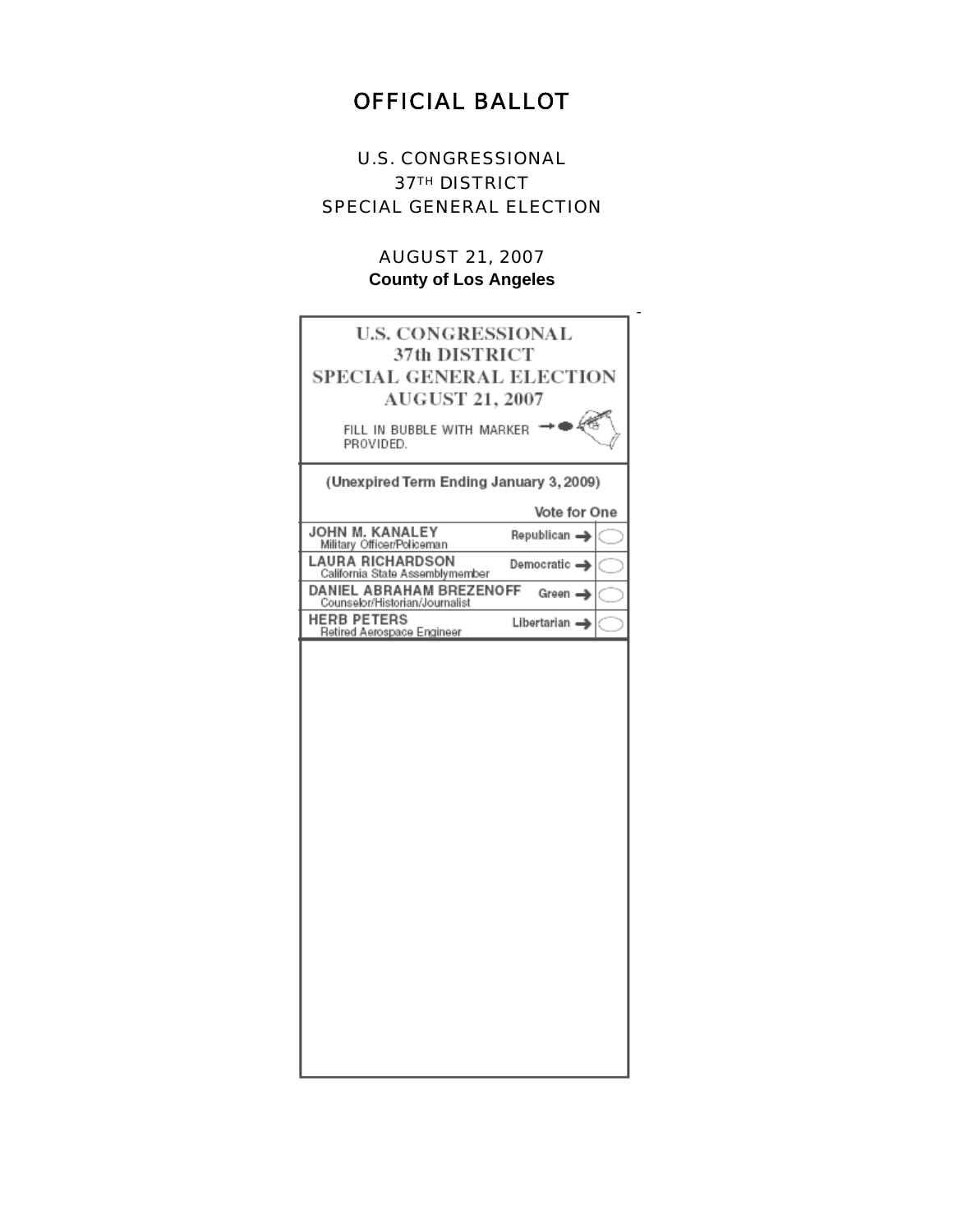# OFFICIAL BALLOT

U.S. CONGRESSIONAL
37TH DISTRICT
SPECIAL GENERAL ELECTION

AUGUST 21, 2007
**County of Los Angeles**

U.S. CONGRESSIONAL
37th DISTRICT
SPECIAL GENERAL ELECTION
AUGUST 21, 2007

FILL IN BUBBLE WITH MARKER PROVIDED.

(Unexpired Term Ending January 3, 2009)

Vote for One

| Candidate | Party | |
|---|---|---|
| JOHN M. KANALEY<br>Military Officer/Policeman | Republican → | ◯ |
| LAURA RICHARDSON<br>California State Assemblymember | Democratic → | ◯ |
| DANIEL ABRAHAM BREZENOFF<br>Counselor/Historian/Journalist | Green → | ◯ |
| HERB PETERS<br>Retired Aerospace Engineer | Libertarian → | ◯ |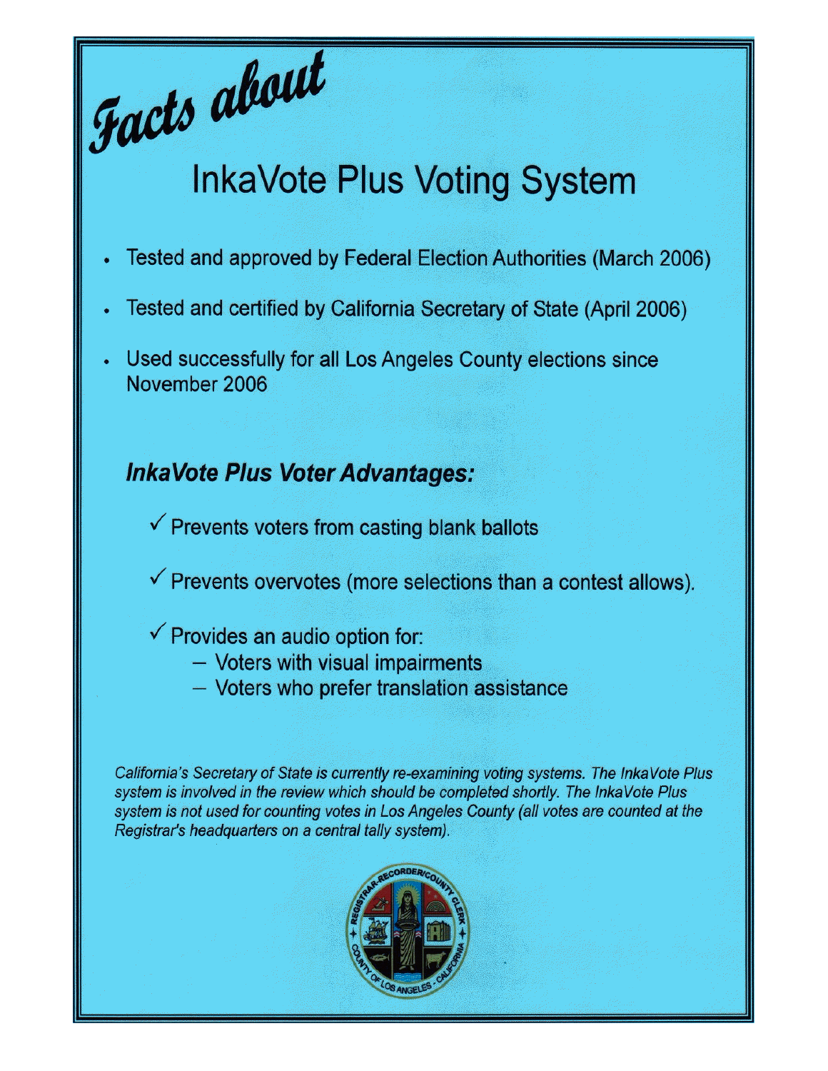# *Facts about*

# InkaVote Plus Voting System

- Tested and approved by Federal Election Authorities (March 2006)
- Tested and certified by California Secretary of State (April 2006)
- Used successfully for all Los Angeles County elections since November 2006

## *InkaVote Plus Voter Advantages:*

✓ Prevents voters from casting blank ballots

✓ Prevents overvotes (more selections than a contest allows).

✓ Provides an audio option for:
- Voters with visual impairments
- Voters who prefer translation assistance

*California's Secretary of State is currently re-examining voting systems. The InkaVote Plus system is involved in the review which should be completed shortly. The InkaVote Plus system is not used for counting votes in Los Angeles County (all votes are counted at the Registrar's headquarters on a central tally system).*

REGISTRAR-RECORDER/COUNTY CLERK
COUNTY OF LOS ANGELES • CALIFORNIA